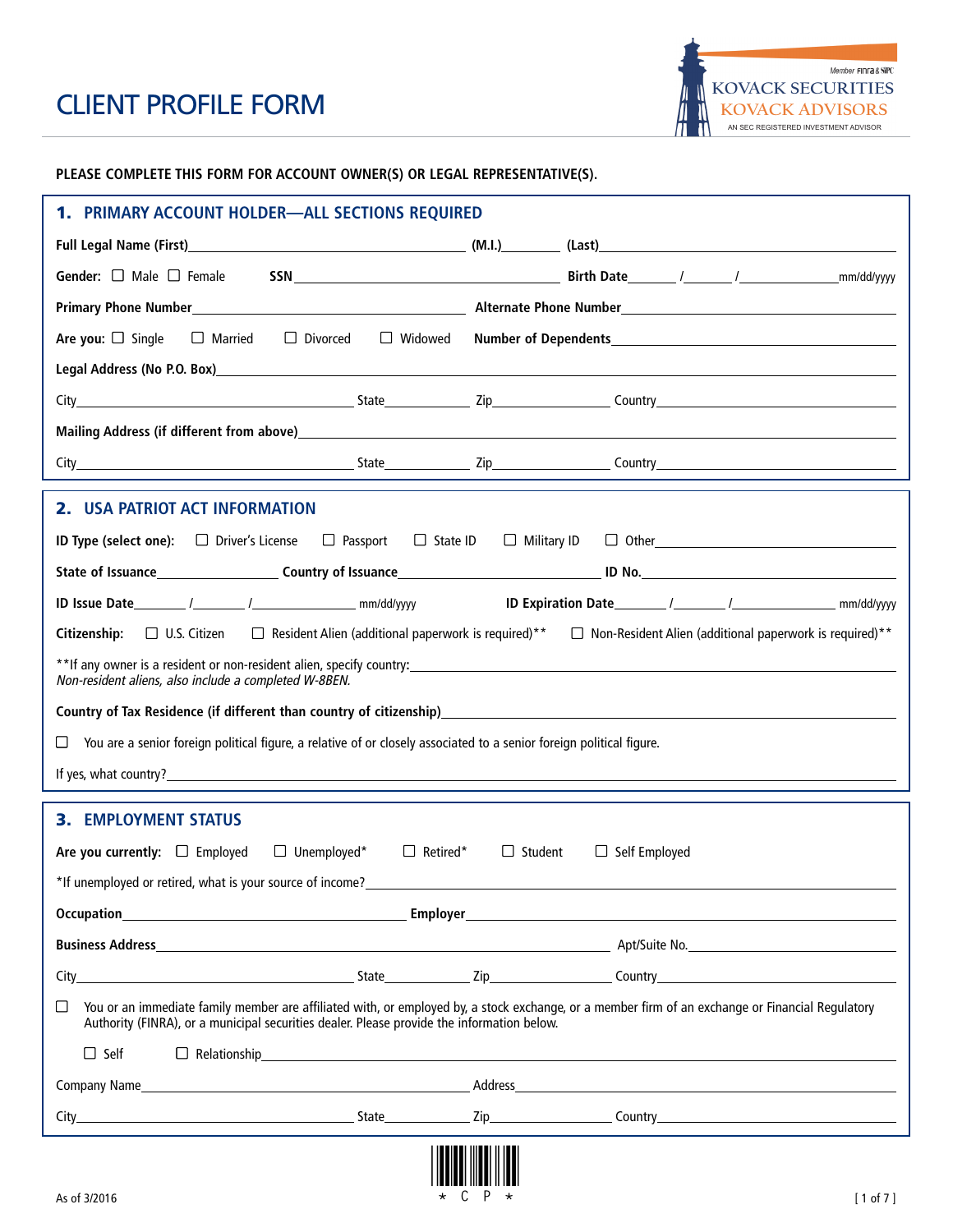# CLIENT PROFILE FORM

Member FINRA & SIPC
KOVACK SECURITIES
KOVACK ADVISORS
AN SEC REGISTERED INVESTMENT ADVISOR

**PLEASE COMPLETE THIS FORM FOR ACCOUNT OWNER(S) OR LEGAL REPRESENTATIVE(S).**

## 1. PRIMARY ACCOUNT HOLDER—ALL SECTIONS REQUIRED

**Full Legal Name (First)**\_\_\_\_\_\_\_\_\_\_ **(M.I.)**\_\_\_\_\_ **(Last)**\_\_\_\_\_\_\_\_\_\_

**Gender:** ☐ Male ☐ Female **SSN**\_\_\_\_\_\_\_\_\_\_ **Birth Date**\_\_\_\_/\_\_\_\_/\_\_\_\_\_\_mm/dd/yyyy

**Primary Phone Number**\_\_\_\_\_\_\_\_\_\_ **Alternate Phone Number**\_\_\_\_\_\_\_\_\_\_

**Are you:** ☐ Single ☐ Married ☐ Divorced ☐ Widowed **Number of Dependents**\_\_\_\_\_\_\_\_\_\_

**Legal Address (No P.O. Box)**\_\_\_\_\_\_\_\_\_\_

City\_\_\_\_\_\_\_\_\_\_ State\_\_\_\_\_ Zip\_\_\_\_\_ Country\_\_\_\_\_\_\_\_\_\_

**Mailing Address (if different from above)**\_\_\_\_\_\_\_\_\_\_

City\_\_\_\_\_\_\_\_\_\_ State\_\_\_\_\_ Zip\_\_\_\_\_ Country\_\_\_\_\_\_\_\_\_\_

## 2. USA PATRIOT ACT INFORMATION

**ID Type (select one):** ☐ Driver's License ☐ Passport ☐ State ID ☐ Military ID ☐ Other\_\_\_\_\_\_\_\_\_\_

**State of Issuance**\_\_\_\_\_\_\_\_\_\_ **Country of Issuance**\_\_\_\_\_\_\_\_\_\_ **ID No.**\_\_\_\_\_\_\_\_\_\_

**ID Issue Date**\_\_\_\_/\_\_\_\_/\_\_\_\_\_\_mm/dd/yyyy **ID Expiration Date**\_\_\_\_/\_\_\_\_/\_\_\_\_\_\_mm/dd/yyyy

**Citizenship:** ☐ U.S. Citizen ☐ Resident Alien (additional paperwork is required)** ☐ Non-Resident Alien (additional paperwork is required)**

**If any owner is a resident or non-resident alien, specify country:\_\_\_\_\_\_\_\_\_\_
*Non-resident aliens, also include a completed W-8BEN.*

**Country of Tax Residence (if different than country of citizenship)**\_\_\_\_\_\_\_\_\_\_

☐ You are a senior foreign political figure, a relative of or closely associated to a senior foreign political figure.

If yes, what country?\_\_\_\_\_\_\_\_\_\_

## 3. EMPLOYMENT STATUS

**Are you currently:** ☐ Employed ☐ Unemployed* ☐ Retired* ☐ Student ☐ Self Employed

*If unemployed or retired, what is your source of income?\_\_\_\_\_\_\_\_\_\_

**Occupation**\_\_\_\_\_\_\_\_\_\_ **Employer**\_\_\_\_\_\_\_\_\_\_

**Business Address**\_\_\_\_\_\_\_\_\_\_ Apt/Suite No.\_\_\_\_\_\_\_\_\_\_

City\_\_\_\_\_\_\_\_\_\_ State\_\_\_\_\_ Zip\_\_\_\_\_ Country\_\_\_\_\_\_\_\_\_\_

☐ You or an immediate family member are affiliated with, or employed by, a stock exchange, or a member firm of an exchange or Financial Regulatory Authority (FINRA), or a municipal securities dealer. Please provide the information below.

☐ Self ☐ Relationship\_\_\_\_\_\_\_\_\_\_

Company Name\_\_\_\_\_\_\_\_\_\_ Address\_\_\_\_\_\_\_\_\_\_

City\_\_\_\_\_\_\_\_\_\_ State\_\_\_\_\_ Zip\_\_\_\_\_ Country\_\_\_\_\_\_\_\_\_\_

\* C P \*

As of 3/2016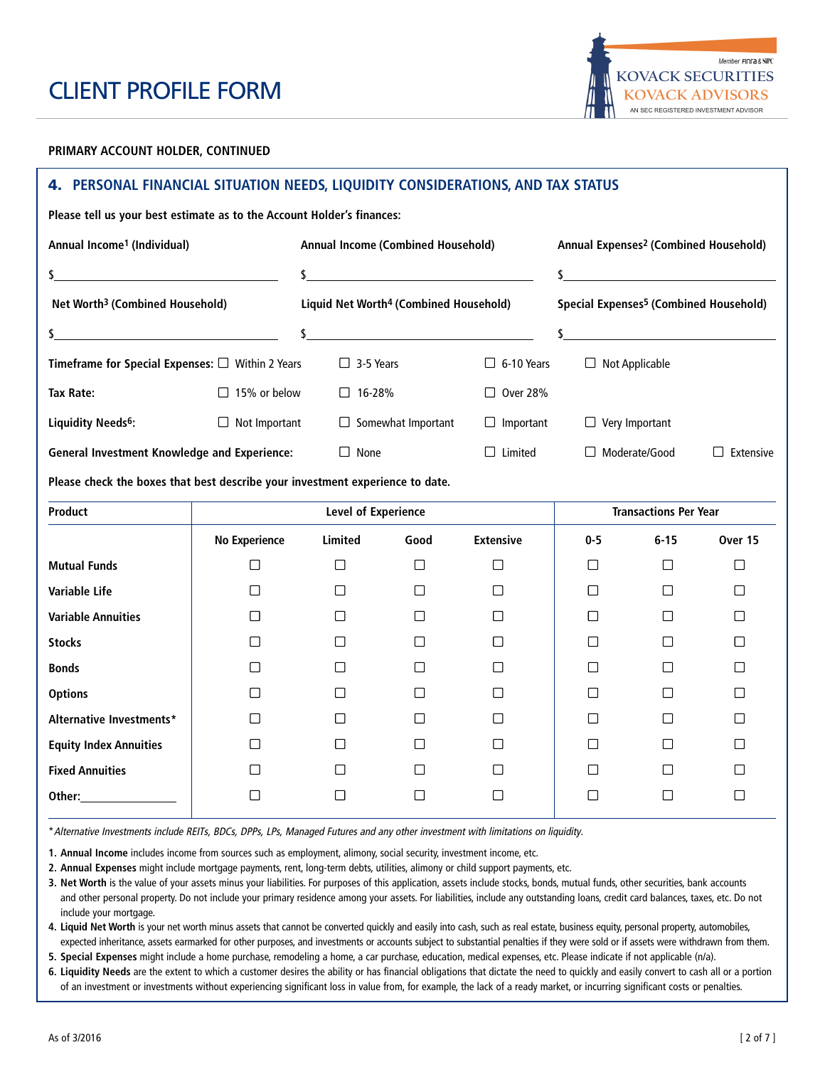# CLIENT PROFILE FORM

KOVACK SECURITIES
KOVACK ADVISORS
AN SEC REGISTERED INVESTMENT ADVISOR
Member FINRA & SIPC

**PRIMARY ACCOUNT HOLDER, CONTINUED**

## 4. PERSONAL FINANCIAL SITUATION NEEDS, LIQUIDITY CONSIDERATIONS, AND TAX STATUS

**Please tell us your best estimate as to the Account Holder's finances:**

| Annual Income[1] (Individual) | Annual Income (Combined Household) | Annual Expenses[2] (Combined Household) |
|---|---|---|
| $____________ | $____________ | $____________ |
| **Net Worth[3] (Combined Household)** | **Liquid Net Worth[4] (Combined Household)** | **Special Expenses[5] (Combined Household)** |
| $____________ | $____________ | $____________ |

**Timeframe for Special Expenses:** ☐ Within 2 Years ☐ 3-5 Years ☐ 6-10 Years ☐ Not Applicable

**Tax Rate:** ☐ 15% or below ☐ 16-28% ☐ Over 28%

**Liquidity Needs[6]:** ☐ Not Important ☐ Somewhat Important ☐ Important ☐ Very Important

**General Investment Knowledge and Experience:** ☐ None ☐ Limited ☐ Moderate/Good ☐ Extensive

**Please check the boxes that best describe your investment experience to date.**

| Product | Level of Experience | | | | Transactions Per Year | | |
|---|---|---|---|---|---|---|---|
| | No Experience | Limited | Good | Extensive | 0-5 | 6-15 | Over 15 |
| Mutual Funds | ☐ | ☐ | ☐ | ☐ | ☐ | ☐ | ☐ |
| Variable Life | ☐ | ☐ | ☐ | ☐ | ☐ | ☐ | ☐ |
| Variable Annuities | ☐ | ☐ | ☐ | ☐ | ☐ | ☐ | ☐ |
| Stocks | ☐ | ☐ | ☐ | ☐ | ☐ | ☐ | ☐ |
| Bonds | ☐ | ☐ | ☐ | ☐ | ☐ | ☐ | ☐ |
| Options | ☐ | ☐ | ☐ | ☐ | ☐ | ☐ | ☐ |
| Alternative Investments* | ☐ | ☐ | ☐ | ☐ | ☐ | ☐ | ☐ |
| Equity Index Annuities | ☐ | ☐ | ☐ | ☐ | ☐ | ☐ | ☐ |
| Fixed Annuities | ☐ | ☐ | ☐ | ☐ | ☐ | ☐ | ☐ |
| Other:____________ | ☐ | ☐ | ☐ | ☐ | ☐ | ☐ | ☐ |

*\*Alternative Investments include REITs, BDCs, DPPs, LPs, Managed Futures and any other investment with limitations on liquidity.*

1. **Annual Income** includes income from sources such as employment, alimony, social security, investment income, etc.
2. **Annual Expenses** might include mortgage payments, rent, long-term debts, utilities, alimony or child support payments, etc.
3. **Net Worth** is the value of your assets minus your liabilities. For purposes of this application, assets include stocks, bonds, mutual funds, other securities, bank accounts and other personal property. Do not include your primary residence among your assets. For liabilities, include any outstanding loans, credit card balances, taxes, etc. Do not include your mortgage.
4. **Liquid Net Worth** is your net worth minus assets that cannot be converted quickly and easily into cash, such as real estate, business equity, personal property, automobiles, expected inheritance, assets earmarked for other purposes, and investments or accounts subject to substantial penalties if they were sold or if assets were withdrawn from them.
5. **Special Expenses** might include a home purchase, remodeling a home, a car purchase, education, medical expenses, etc. Please indicate if not applicable (n/a).
6. **Liquidity Needs** are the extent to which a customer desires the ability or has financial obligations that dictate the need to quickly and easily convert to cash all or a portion of an investment or investments without experiencing significant loss in value from, for example, the lack of a ready market, or incurring significant costs or penalties.

As of 3/2016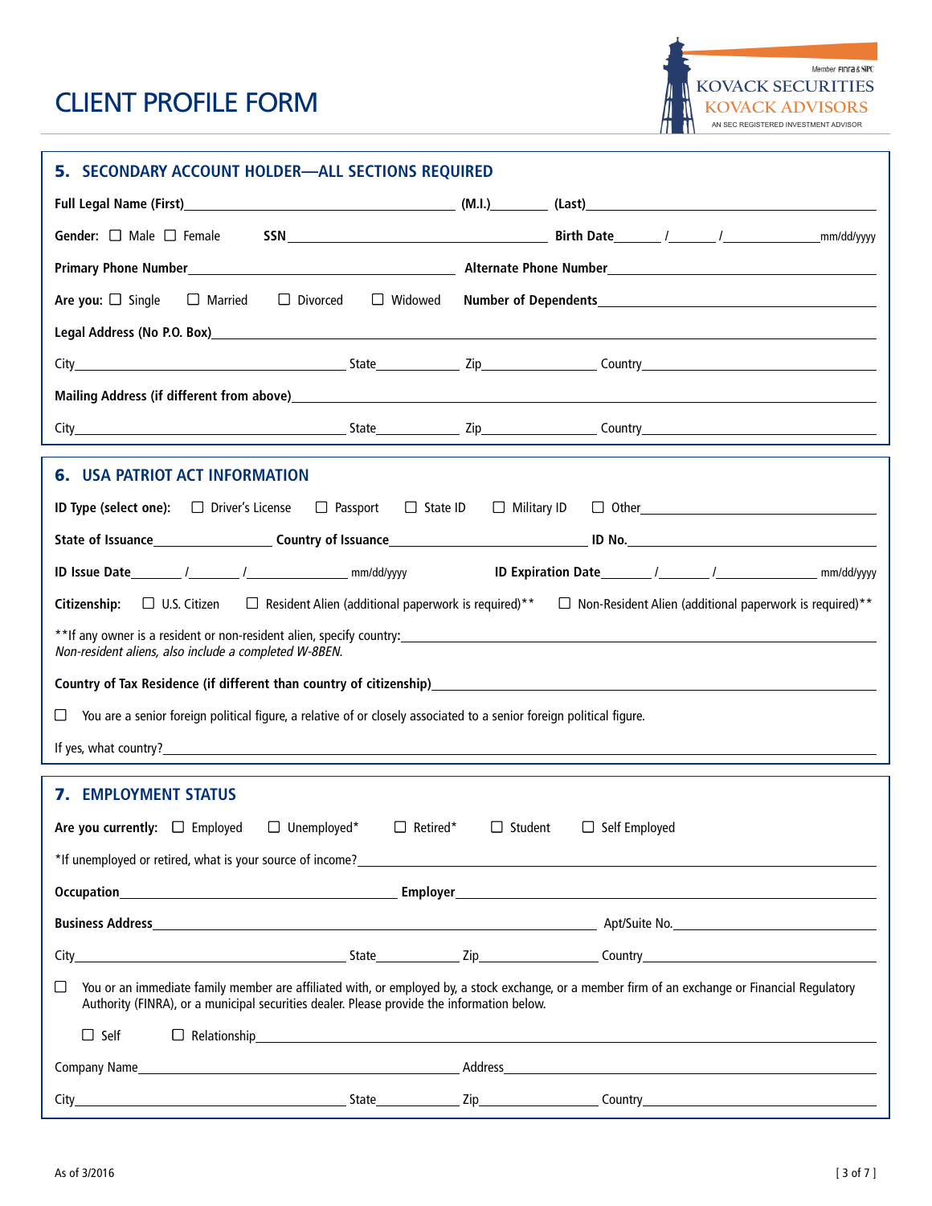# CLIENT PROFILE FORM

Member FINRA & SIPC
KOVACK SECURITIES
KOVACK ADVISORS
AN SEC REGISTERED INVESTMENT ADVISOR

## 5. SECONDARY ACCOUNT HOLDER—ALL SECTIONS REQUIRED

**Full Legal Name (First)**\_\_\_\_\_\_\_\_\_\_ **(M.I.)**\_\_\_\_\_ **(Last)**\_\_\_\_\_\_\_\_\_\_

**Gender:** ☐ Male ☐ Female **SSN**\_\_\_\_\_\_\_\_\_\_ **Birth Date**\_\_\_\_/\_\_\_\_/\_\_\_\_\_\_ mm/dd/yyyy

**Primary Phone Number**\_\_\_\_\_\_\_\_\_\_ **Alternate Phone Number**\_\_\_\_\_\_\_\_\_\_

**Are you:** ☐ Single ☐ Married ☐ Divorced ☐ Widowed **Number of Dependents**\_\_\_\_\_\_\_\_\_\_

**Legal Address (No P.O. Box)**\_\_\_\_\_\_\_\_\_\_

City\_\_\_\_\_\_\_\_\_\_ State\_\_\_\_\_ Zip\_\_\_\_\_\_ Country\_\_\_\_\_\_\_\_\_\_

**Mailing Address (if different from above)**\_\_\_\_\_\_\_\_\_\_

City\_\_\_\_\_\_\_\_\_\_ State\_\_\_\_\_ Zip\_\_\_\_\_\_ Country\_\_\_\_\_\_\_\_\_\_

## 6. USA PATRIOT ACT INFORMATION

**ID Type (select one):** ☐ Driver's License ☐ Passport ☐ State ID ☐ Military ID ☐ Other\_\_\_\_\_\_\_\_\_\_

**State of Issuance**\_\_\_\_\_\_ **Country of Issuance**\_\_\_\_\_\_\_\_\_\_ **ID No.**\_\_\_\_\_\_\_\_\_\_

**ID Issue Date**\_\_\_\_/\_\_\_\_/\_\_\_\_\_\_ mm/dd/yyyy **ID Expiration Date**\_\_\_\_/\_\_\_\_/\_\_\_\_\_\_ mm/dd/yyyy

**Citizenship:** ☐ U.S. Citizen ☐ Resident Alien (additional paperwork is required)** ☐ Non-Resident Alien (additional paperwork is required)**

**If any owner is a resident or non-resident alien, specify country:\_\_\_\_\_\_\_\_\_\_
*Non-resident aliens, also include a completed W-8BEN.*

**Country of Tax Residence (if different than country of citizenship)**\_\_\_\_\_\_\_\_\_\_

☐ You are a senior foreign political figure, a relative of or closely associated to a senior foreign political figure.

If yes, what country?\_\_\_\_\_\_\_\_\_\_

## 7. EMPLOYMENT STATUS

**Are you currently:** ☐ Employed ☐ Unemployed* ☐ Retired* ☐ Student ☐ Self Employed

*If unemployed or retired, what is your source of income?\_\_\_\_\_\_\_\_\_\_

**Occupation**\_\_\_\_\_\_\_\_\_\_ **Employer**\_\_\_\_\_\_\_\_\_\_

**Business Address**\_\_\_\_\_\_\_\_\_\_ Apt/Suite No.\_\_\_\_\_\_\_\_\_\_

City\_\_\_\_\_\_\_\_\_\_ State\_\_\_\_\_ Zip\_\_\_\_\_\_ Country\_\_\_\_\_\_\_\_\_\_

☐ You or an immediate family member are affiliated with, or employed by, a stock exchange, or a member firm of an exchange or Financial Regulatory Authority (FINRA), or a municipal securities dealer. Please provide the information below.

☐ Self ☐ Relationship\_\_\_\_\_\_\_\_\_\_

Company Name\_\_\_\_\_\_\_\_\_\_ Address\_\_\_\_\_\_\_\_\_\_

City\_\_\_\_\_\_\_\_\_\_ State\_\_\_\_\_ Zip\_\_\_\_\_\_ Country\_\_\_\_\_\_\_\_\_\_

As of 3/2016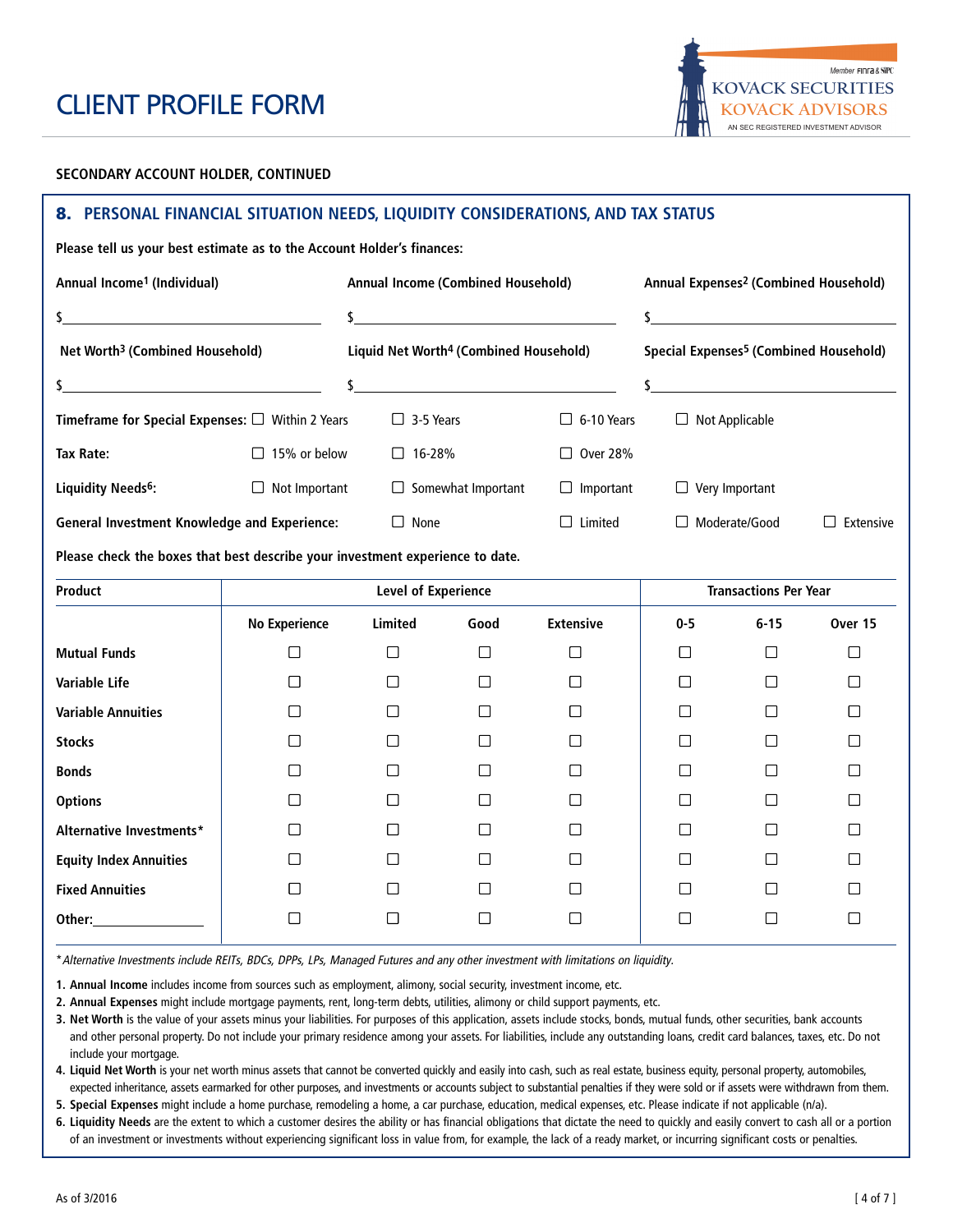# CLIENT PROFILE FORM

**SECONDARY ACCOUNT HOLDER, CONTINUED**

## 8. PERSONAL FINANCIAL SITUATION NEEDS, LIQUIDITY CONSIDERATIONS, AND TAX STATUS

**Please tell us your best estimate as to the Account Holder's finances:**

**Annual Income[1] (Individual)** $\_\_\_\_\_\_\_\_\_\_

**Annual Income (Combined Household)** $\_\_\_\_\_\_\_\_\_\_

**Annual Expenses[2] (Combined Household)** $\_\_\_\_\_\_\_\_\_\_

**Net Worth[3] (Combined Household)** $\_\_\_\_\_\_\_\_\_\_

**Liquid Net Worth[4] (Combined Household)** $\_\_\_\_\_\_\_\_\_\_

**Special Expenses[5] (Combined Household)** $\_\_\_\_\_\_\_\_\_\_

**Timeframe for Special Expenses:** ☐ Within 2 Years ☐ 3-5 Years ☐ 6-10 Years ☐ Not Applicable

**Tax Rate:** ☐ 15% or below ☐ 16-28% ☐ Over 28%

**Liquidity Needs[6]:** ☐ Not Important ☐ Somewhat Important ☐ Important ☐ Very Important

**General Investment Knowledge and Experience:** ☐ None ☐ Limited ☐ Moderate/Good ☐ Extensive

**Please check the boxes that best describe your investment experience to date.**

| Product | Level of Experience | | | | Transactions Per Year | | |
|---|---|---|---|---|---|---|---|
| | No Experience | Limited | Good | Extensive | 0-5 | 6-15 | Over 15 |
| Mutual Funds | ☐ | ☐ | ☐ | ☐ | ☐ | ☐ | ☐ |
| Variable Life | ☐ | ☐ | ☐ | ☐ | ☐ | ☐ | ☐ |
| Variable Annuities | ☐ | ☐ | ☐ | ☐ | ☐ | ☐ | ☐ |
| Stocks | ☐ | ☐ | ☐ | ☐ | ☐ | ☐ | ☐ |
| Bonds | ☐ | ☐ | ☐ | ☐ | ☐ | ☐ | ☐ |
| Options | ☐ | ☐ | ☐ | ☐ | ☐ | ☐ | ☐ |
| Alternative Investments* | ☐ | ☐ | ☐ | ☐ | ☐ | ☐ | ☐ |
| Equity Index Annuities | ☐ | ☐ | ☐ | ☐ | ☐ | ☐ | ☐ |
| Fixed Annuities | ☐ | ☐ | ☐ | ☐ | ☐ | ☐ | ☐ |
| Other:\_\_\_\_\_\_\_\_ | ☐ | ☐ | ☐ | ☐ | ☐ | ☐ | ☐ |

*\*Alternative Investments include REITs, BDCs, DPPs, LPs, Managed Futures and any other investment with limitations on liquidity.*

1. **Annual Income** includes income from sources such as employment, alimony, social security, investment income, etc.
2. **Annual Expenses** might include mortgage payments, rent, long-term debts, utilities, alimony or child support payments, etc.
3. **Net Worth** is the value of your assets minus your liabilities. For purposes of this application, assets include stocks, bonds, mutual funds, other securities, bank accounts and other personal property. Do not include your primary residence among your assets. For liabilities, include any outstanding loans, credit card balances, taxes, etc. Do not include your mortgage.
4. **Liquid Net Worth** is your net worth minus assets that cannot be converted quickly and easily into cash, such as real estate, business equity, personal property, automobiles, expected inheritance, assets earmarked for other purposes, and investments or accounts subject to substantial penalties if they were sold or if assets were withdrawn from them.
5. **Special Expenses** might include a home purchase, remodeling a home, a car purchase, education, medical expenses, etc. Please indicate if not applicable (n/a).
6. **Liquidity Needs** are the extent to which a customer desires the ability or has financial obligations that dictate the need to quickly and easily convert to cash all or a portion of an investment or investments without experiencing significant loss in value from, for example, the lack of a ready market, or incurring significant costs or penalties.

As of 3/2016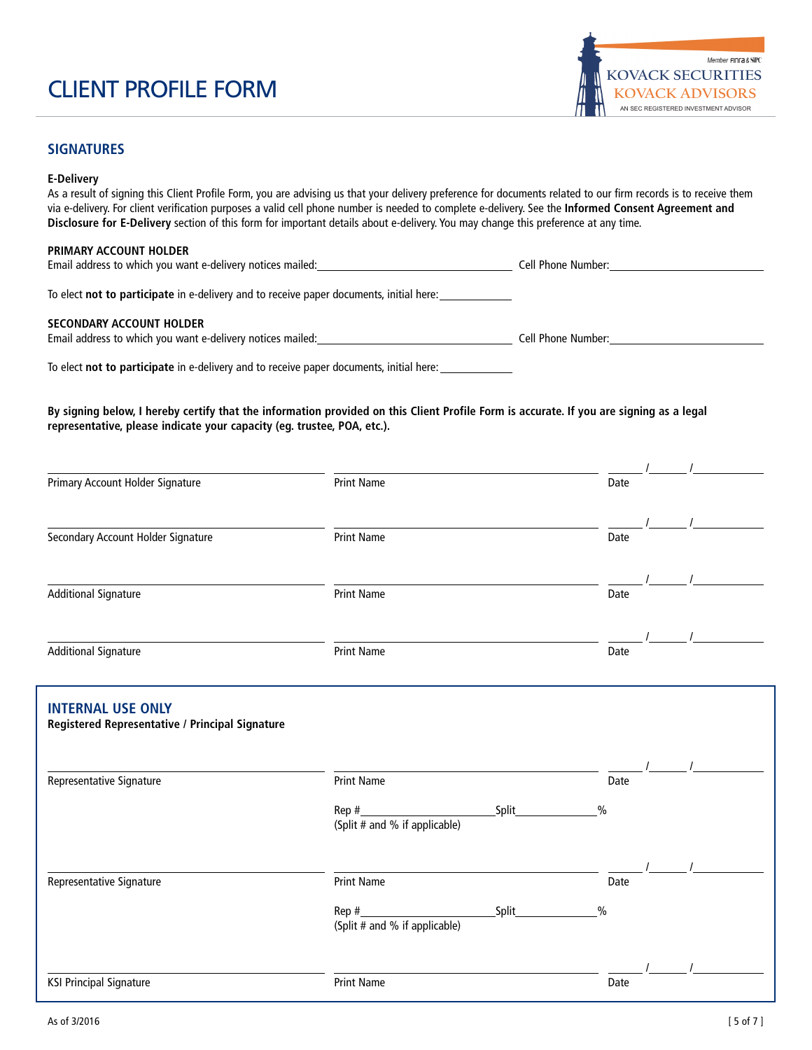# CLIENT PROFILE FORM

Member FINRA & SIPC
KOVACK SECURITIES
KOVACK ADVISORS
AN SEC REGISTERED INVESTMENT ADVISOR

## SIGNATURES

**E-Delivery**

As a result of signing this Client Profile Form, you are advising us that your delivery preference for documents related to our firm records is to receive them via e-delivery. For client verification purposes a valid cell phone number is needed to complete e-delivery. See the **Informed Consent Agreement and Disclosure for E-Delivery** section of this form for important details about e-delivery. You may change this preference at any time.

**PRIMARY ACCOUNT HOLDER**

Email address to which you want e-delivery notices mailed:________________________ Cell Phone Number:____________________

To elect **not to participate** in e-delivery and to receive paper documents, initial here:__________

**SECONDARY ACCOUNT HOLDER**

Email address to which you want e-delivery notices mailed:________________________ Cell Phone Number:____________________

To elect **not to participate** in e-delivery and to receive paper documents, initial here:__________

**By signing below, I hereby certify that the information provided on this Client Profile Form is accurate. If you are signing as a legal representative, please indicate your capacity (eg. trustee, POA, etc.).**

| | | |
|---|---|---|
| Primary Account Holder Signature | Print Name | Date ____/____/______ |
| Secondary Account Holder Signature | Print Name | Date ____/____/______ |
| Additional Signature | Print Name | Date ____/____/______ |
| Additional Signature | Print Name | Date ____/____/______ |

## INTERNAL USE ONLY

**Registered Representative / Principal Signature**

| | | |
|---|---|---|
| Representative Signature | Print Name | Date ____/____/______ |
| | Rep #__________________ Split__________% (Split # and % if applicable) | |
| Representative Signature | Print Name | Date ____/____/______ |
| | Rep #__________________ Split__________% (Split # and % if applicable) | |
| KSI Principal Signature | Print Name | Date ____/____/______ |

As of 3/2016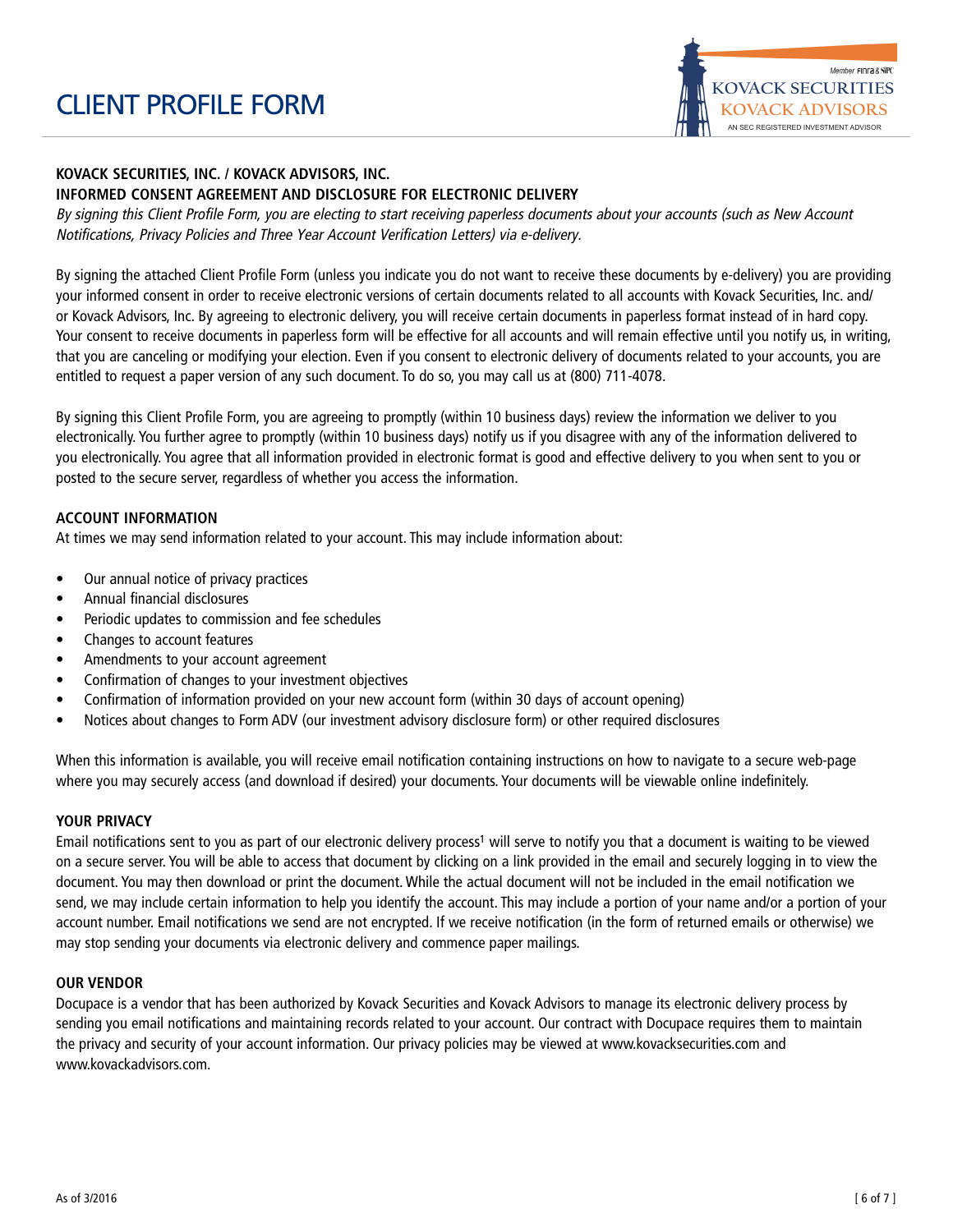# CLIENT PROFILE FORM

KOVACK SECURITIES
KOVACK ADVISORS
AN SEC REGISTERED INVESTMENT ADVISOR
Member FINRA & SIPC

**KOVACK SECURITIES, INC. / KOVACK ADVISORS, INC.**
**INFORMED CONSENT AGREEMENT AND DISCLOSURE FOR ELECTRONIC DELIVERY**

*By signing this Client Profile Form, you are electing to start receiving paperless documents about your accounts (such as New Account Notifications, Privacy Policies and Three Year Account Verification Letters) via e-delivery.*

By signing the attached Client Profile Form (unless you indicate you do not want to receive these documents by e-delivery) you are providing your informed consent in order to receive electronic versions of certain documents related to all accounts with Kovack Securities, Inc. and/or Kovack Advisors, Inc. By agreeing to electronic delivery, you will receive certain documents in paperless format instead of in hard copy. Your consent to receive documents in paperless form will be effective for all accounts and will remain effective until you notify us, in writing, that you are canceling or modifying your election. Even if you consent to electronic delivery of documents related to your accounts, you are entitled to request a paper version of any such document. To do so, you may call us at (800) 711-4078.

By signing this Client Profile Form, you are agreeing to promptly (within 10 business days) review the information we deliver to you electronically. You further agree to promptly (within 10 business days) notify us if you disagree with any of the information delivered to you electronically. You agree that all information provided in electronic format is good and effective delivery to you when sent to you or posted to the secure server, regardless of whether you access the information.

**ACCOUNT INFORMATION**

At times we may send information related to your account. This may include information about:

- Our annual notice of privacy practices
- Annual financial disclosures
- Periodic updates to commission and fee schedules
- Changes to account features
- Amendments to your account agreement
- Confirmation of changes to your investment objectives
- Confirmation of information provided on your new account form (within 30 days of account opening)
- Notices about changes to Form ADV (our investment advisory disclosure form) or other required disclosures

When this information is available, you will receive email notification containing instructions on how to navigate to a secure web-page where you may securely access (and download if desired) your documents. Your documents will be viewable online indefinitely.

**YOUR PRIVACY**

Email notifications sent to you as part of our electronic delivery process[1] will serve to notify you that a document is waiting to be viewed on a secure server. You will be able to access that document by clicking on a link provided in the email and securely logging in to view the document. You may then download or print the document. While the actual document will not be included in the email notification we send, we may include certain information to help you identify the account. This may include a portion of your name and/or a portion of your account number. Email notifications we send are not encrypted. If we receive notification (in the form of returned emails or otherwise) we may stop sending your documents via electronic delivery and commence paper mailings.

**OUR VENDOR**

Docupace is a vendor that has been authorized by Kovack Securities and Kovack Advisors to manage its electronic delivery process by sending you email notifications and maintaining records related to your account. Our contract with Docupace requires them to maintain the privacy and security of your account information. Our privacy policies may be viewed at www.kovacksecurities.com and www.kovackadvisors.com.

As of 3/2016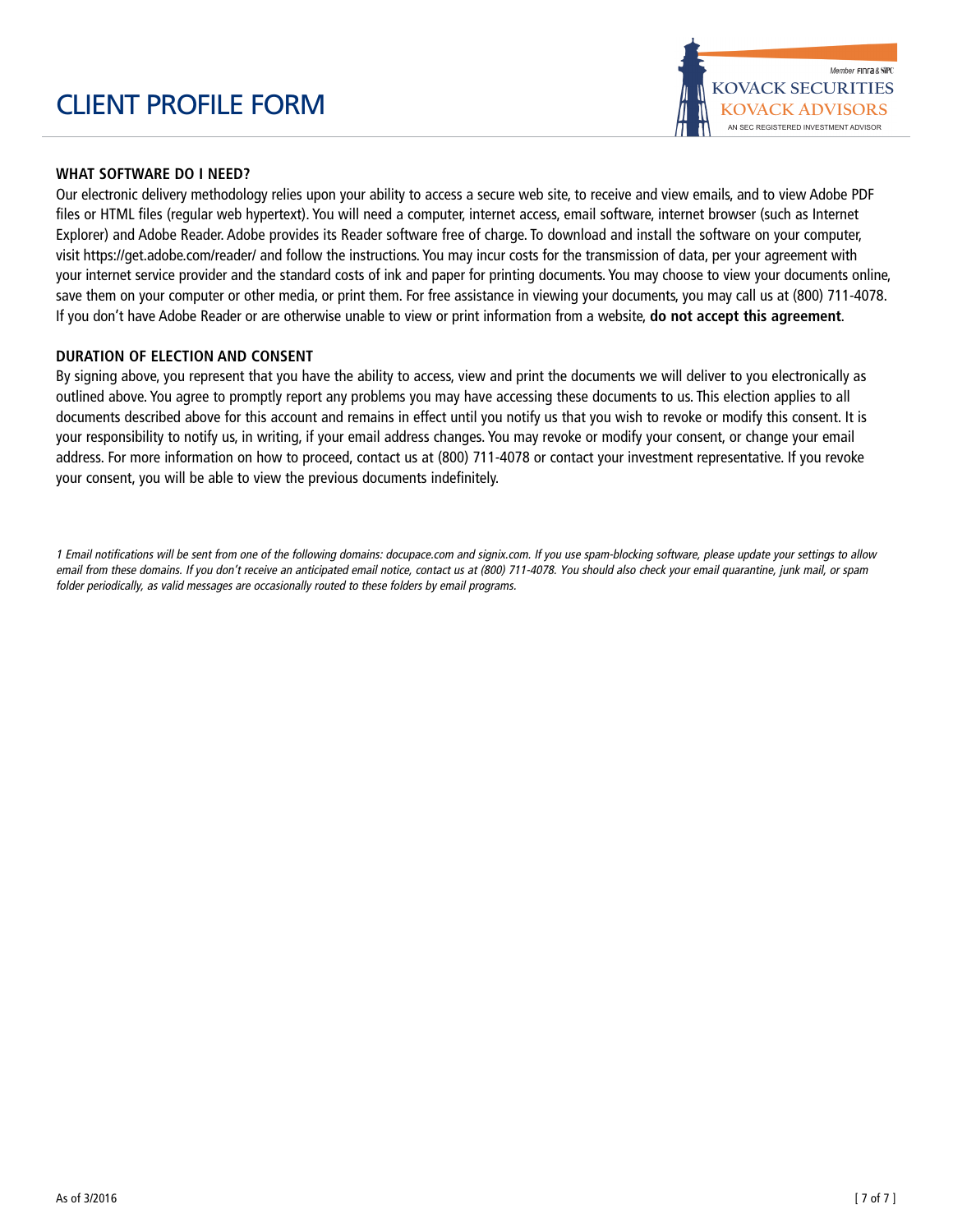# CLIENT PROFILE FORM

## WHAT SOFTWARE DO I NEED?

Our electronic delivery methodology relies upon your ability to access a secure web site, to receive and view emails, and to view Adobe PDF files or HTML files (regular web hypertext). You will need a computer, internet access, email software, internet browser (such as Internet Explorer) and Adobe Reader. Adobe provides its Reader software free of charge. To download and install the software on your computer, visit https://get.adobe.com/reader/ and follow the instructions. You may incur costs for the transmission of data, per your agreement with your internet service provider and the standard costs of ink and paper for printing documents. You may choose to view your documents online, save them on your computer or other media, or print them. For free assistance in viewing your documents, you may call us at (800) 711-4078. If you don't have Adobe Reader or are otherwise unable to view or print information from a website, **do not accept this agreement**.

## DURATION OF ELECTION AND CONSENT

By signing above, you represent that you have the ability to access, view and print the documents we will deliver to you electronically as outlined above. You agree to promptly report any problems you may have accessing these documents to us. This election applies to all documents described above for this account and remains in effect until you notify us that you wish to revoke or modify this consent. It is your responsibility to notify us, in writing, if your email address changes. You may revoke or modify your consent, or change your email address. For more information on how to proceed, contact us at (800) 711-4078 or contact your investment representative. If you revoke your consent, you will be able to view the previous documents indefinitely.

*1 Email notifications will be sent from one of the following domains: docupace.com and signix.com. If you use spam-blocking software, please update your settings to allow email from these domains. If you don't receive an anticipated email notice, contact us at (800) 711-4078. You should also check your email quarantine, junk mail, or spam folder periodically, as valid messages are occasionally routed to these folders by email programs.*

As of 3/2016